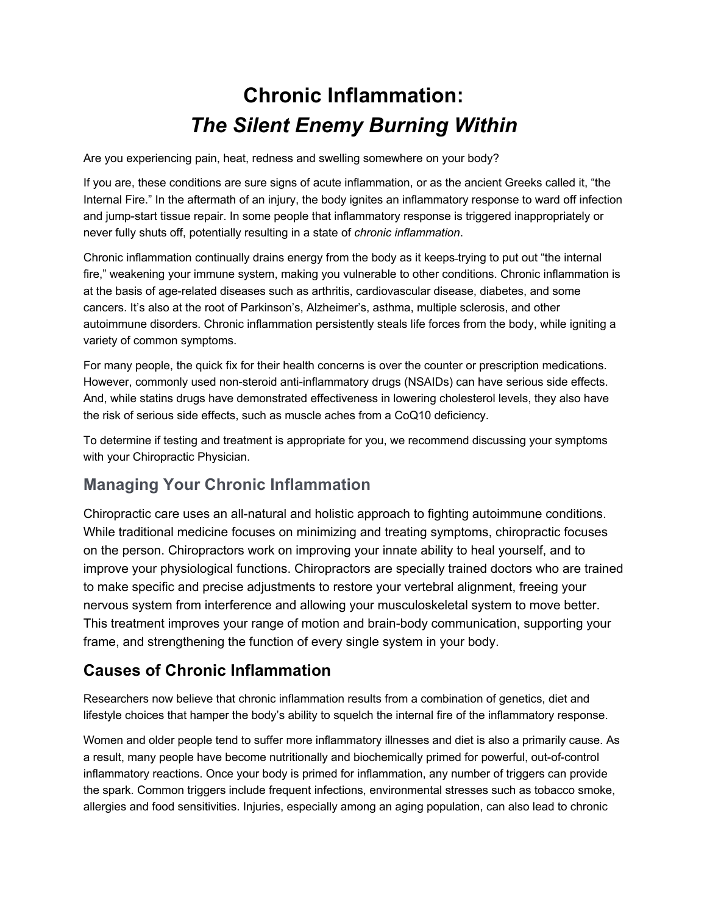# Chronic Inflammation:
# *The Silent Enemy Burning Within*

Are you experiencing pain, heat, redness and swelling somewhere on your body?

If you are, these conditions are sure signs of acute inflammation, or as the ancient Greeks called it, "the Internal Fire." In the aftermath of an injury, the body ignites an inflammatory response to ward off infection and jump-start tissue repair. In some people that inflammatory response is triggered inappropriately or never fully shuts off, potentially resulting in a state of *chronic inflammation*.

Chronic inflammation continually drains energy from the body as it keeps trying to put out "the internal fire," weakening your immune system, making you vulnerable to other conditions. Chronic inflammation is at the basis of age-related diseases such as arthritis, cardiovascular disease, diabetes, and some cancers. It's also at the root of Parkinson's, Alzheimer's, asthma, multiple sclerosis, and other autoimmune disorders. Chronic inflammation persistently steals life forces from the body, while igniting a variety of common symptoms.

For many people, the quick fix for their health concerns is over the counter or prescription medications. However, commonly used non-steroid anti-inflammatory drugs (NSAIDs) can have serious side effects. And, while statins drugs have demonstrated effectiveness in lowering cholesterol levels, they also have the risk of serious side effects, such as muscle aches from a CoQ10 deficiency.

To determine if testing and treatment is appropriate for you, we recommend discussing your symptoms with your Chiropractic Physician.

## Managing Your Chronic Inflammation

Chiropractic care uses an all-natural and holistic approach to fighting autoimmune conditions. While traditional medicine focuses on minimizing and treating symptoms, chiropractic focuses on the person. Chiropractors work on improving your innate ability to heal yourself, and to improve your physiological functions. Chiropractors are specially trained doctors who are trained to make specific and precise adjustments to restore your vertebral alignment, freeing your nervous system from interference and allowing your musculoskeletal system to move better. This treatment improves your range of motion and brain-body communication, supporting your frame, and strengthening the function of every single system in your body.

## Causes of Chronic Inflammation

Researchers now believe that chronic inflammation results from a combination of genetics, diet and lifestyle choices that hamper the body's ability to squelch the internal fire of the inflammatory response.

Women and older people tend to suffer more inflammatory illnesses and diet is also a primarily cause. As a result, many people have become nutritionally and biochemically primed for powerful, out-of-control inflammatory reactions. Once your body is primed for inflammation, any number of triggers can provide the spark. Common triggers include frequent infections, environmental stresses such as tobacco smoke, allergies and food sensitivities. Injuries, especially among an aging population, can also lead to chronic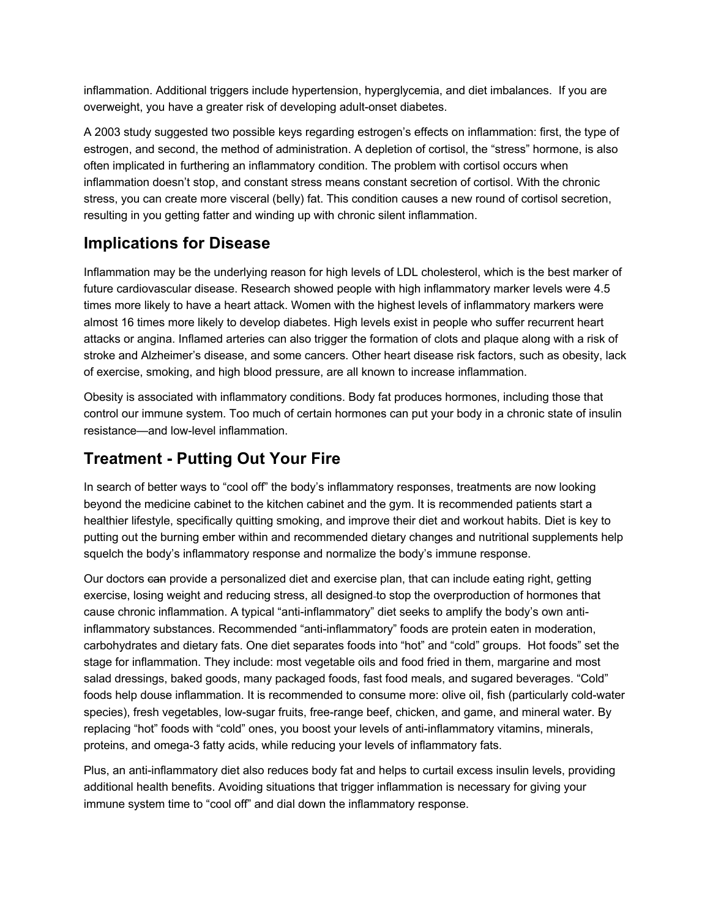inflammation. Additional triggers include hypertension, hyperglycemia, and diet imbalances. If you are overweight, you have a greater risk of developing adult-onset diabetes.

A 2003 study suggested two possible keys regarding estrogen's effects on inflammation: first, the type of estrogen, and second, the method of administration. A depletion of cortisol, the "stress" hormone, is also often implicated in furthering an inflammatory condition. The problem with cortisol occurs when inflammation doesn't stop, and constant stress means constant secretion of cortisol. With the chronic stress, you can create more visceral (belly) fat. This condition causes a new round of cortisol secretion, resulting in you getting fatter and winding up with chronic silent inflammation.

## Implications for Disease

Inflammation may be the underlying reason for high levels of LDL cholesterol, which is the best marker of future cardiovascular disease. Research showed people with high inflammatory marker levels were 4.5 times more likely to have a heart attack. Women with the highest levels of inflammatory markers were almost 16 times more likely to develop diabetes. High levels exist in people who suffer recurrent heart attacks or angina. Inflamed arteries can also trigger the formation of clots and plaque along with a risk of stroke and Alzheimer's disease, and some cancers. Other heart disease risk factors, such as obesity, lack of exercise, smoking, and high blood pressure, are all known to increase inflammation.

Obesity is associated with inflammatory conditions. Body fat produces hormones, including those that control our immune system. Too much of certain hormones can put your body in a chronic state of insulin resistance—and low-level inflammation.

## Treatment - Putting Out Your Fire

In search of better ways to "cool off" the body's inflammatory responses, treatments are now looking beyond the medicine cabinet to the kitchen cabinet and the gym. It is recommended patients start a healthier lifestyle, specifically quitting smoking, and improve their diet and workout habits. Diet is key to putting out the burning ember within and recommended dietary changes and nutritional supplements help squelch the body's inflammatory response and normalize the body's immune response.

Our doctors ~~can~~ provide a personalized diet and exercise plan, that can include eating right, getting exercise, losing weight and reducing stress, all designed to stop the overproduction of hormones that cause chronic inflammation. A typical "anti-inflammatory" diet seeks to amplify the body's own anti-inflammatory substances. Recommended "anti-inflammatory" foods are protein eaten in moderation, carbohydrates and dietary fats. One diet separates foods into "hot" and "cold" groups. Hot foods" set the stage for inflammation. They include: most vegetable oils and food fried in them, margarine and most salad dressings, baked goods, many packaged foods, fast food meals, and sugared beverages. "Cold" foods help douse inflammation. It is recommended to consume more: olive oil, fish (particularly cold-water species), fresh vegetables, low-sugar fruits, free-range beef, chicken, and game, and mineral water. By replacing "hot" foods with "cold" ones, you boost your levels of anti-inflammatory vitamins, minerals, proteins, and omega-3 fatty acids, while reducing your levels of inflammatory fats.

Plus, an anti-inflammatory diet also reduces body fat and helps to curtail excess insulin levels, providing additional health benefits. Avoiding situations that trigger inflammation is necessary for giving your immune system time to "cool off" and dial down the inflammatory response.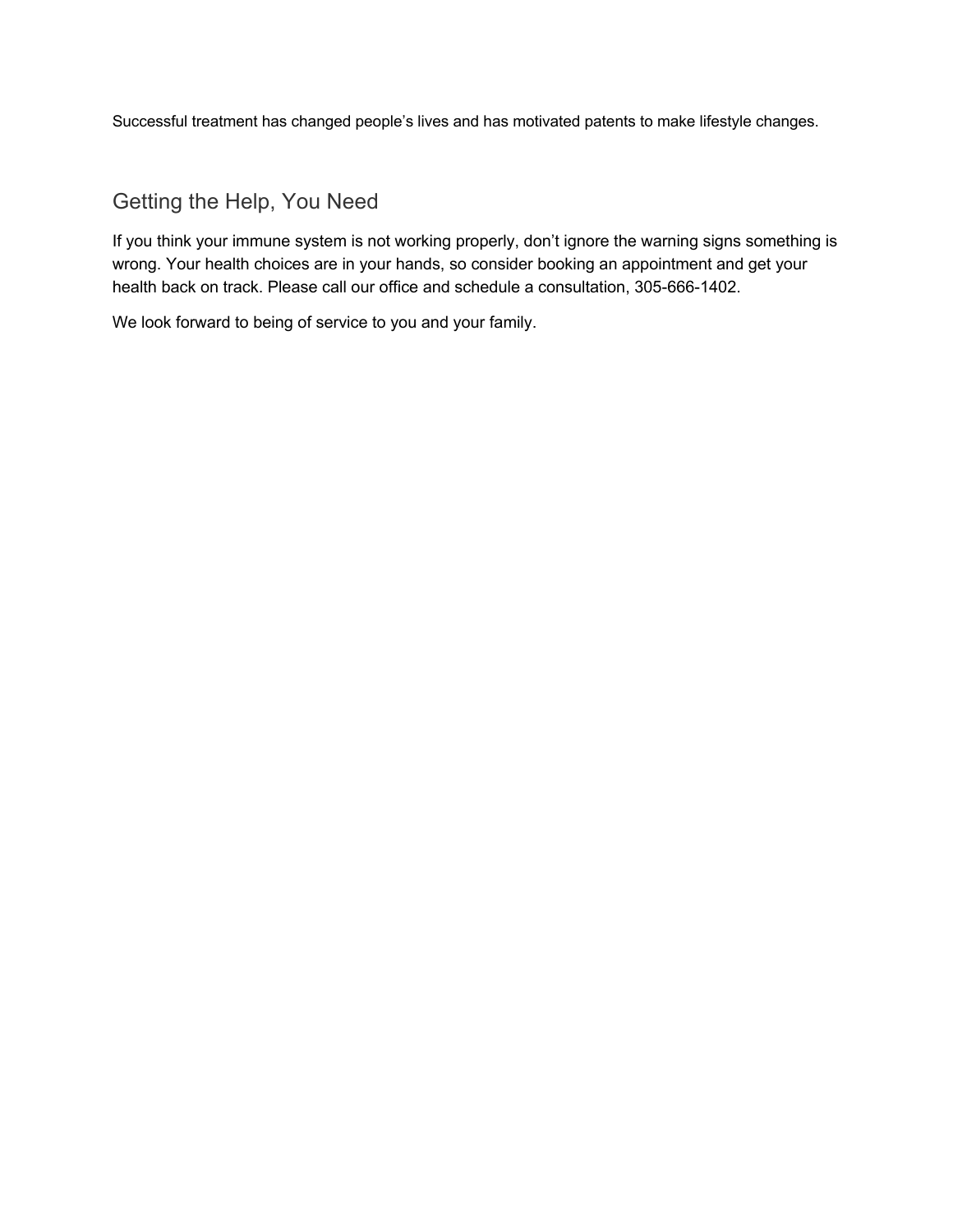Successful treatment has changed people's lives and has motivated patents to make lifestyle changes.

## Getting the Help, You Need

If you think your immune system is not working properly, don't ignore the warning signs something is wrong. Your health choices are in your hands, so consider booking an appointment and get your health back on track. Please call our office and schedule a consultation, 305-666-1402.

We look forward to being of service to you and your family.